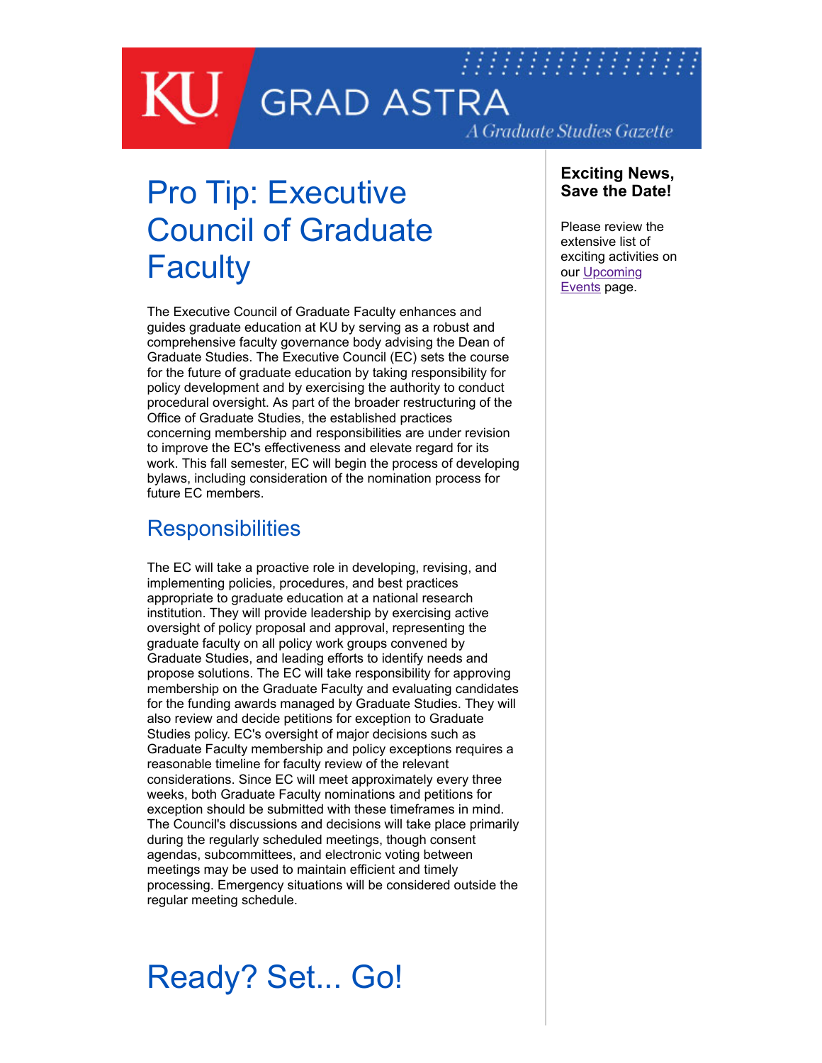# Pro Tip: Executive Council of Graduate Faculty

The Executive Council of Graduate Faculty enhances and guides graduate education at KU by serving as a robust and comprehensive faculty governance body advising the Dean of Graduate Studies. The Executive Council (EC) sets the course for the future of graduate education by taking responsibility for policy development and by exercising the authority to conduct procedural oversight. As part of the broader restructuring of the Office of Graduate Studies, the established practices concerning membership and responsibilities are under revision to improve the EC's effectiveness and elevate regard for its work. This fall semester, EC will begin the process of developing bylaws, including consideration of the nomination process for future EC members.

## Responsibilities

The EC will take a proactive role in developing, revising, and implementing policies, procedures, and best practices appropriate to graduate education at a national research institution. They will provide leadership by exercising active oversight of policy proposal and approval, representing the graduate faculty on all policy work groups convened by Graduate Studies, and leading efforts to identify needs and propose solutions. The EC will take responsibility for approving membership on the Graduate Faculty and evaluating candidates for the funding awards managed by Graduate Studies. They will also review and decide petitions for exception to Graduate Studies policy. EC's oversight of major decisions such as Graduate Faculty membership and policy exceptions requires a reasonable timeline for faculty review of the relevant considerations. Since EC will meet approximately every three weeks, both Graduate Faculty nominations and petitions for exception should be submitted with these timeframes in mind. The Council's discussions and decisions will take place primarily during the regularly scheduled meetings, though consent agendas, subcommittees, and electronic voting between meetings may be used to maintain efficient and timely processing. Emergency situations will be considered outside the regular meeting schedule.

# Ready? Set... Go!

**Exciting News, Save the Date!**

Please review the extensive list of exciting activities on our Upcoming Events page.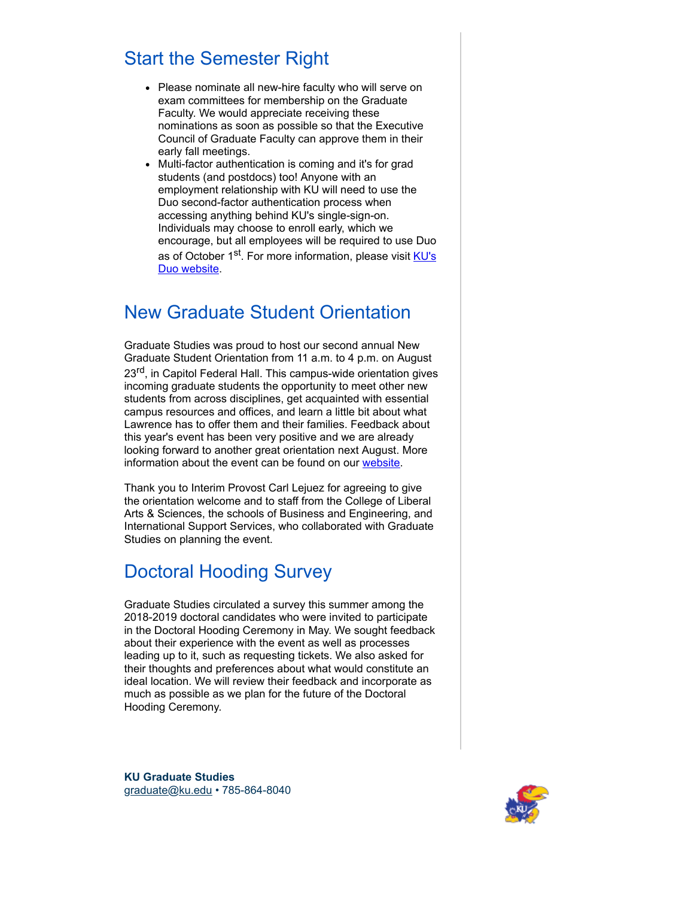## Start the Semester Right

- Please nominate all new-hire faculty who will serve on exam committees for membership on the Graduate Faculty. We would appreciate receiving these nominations as soon as possible so that the Executive Council of Graduate Faculty can approve them in their early fall meetings.
- Multi-factor authentication is coming and it's for grad students (and postdocs) too! Anyone with an employment relationship with KU will need to use the Duo second-factor authentication process when accessing anything behind KU's single-sign-on. Individuals may choose to enroll early, which we encourage, but all employees will be required to use Duo as of October 1st. For more information, please visit KU's Duo website.

## New Graduate Student Orientation

Graduate Studies was proud to host our second annual New Graduate Student Orientation from 11 a.m. to 4 p.m. on August 23rd, in Capitol Federal Hall. This campus-wide orientation gives incoming graduate students the opportunity to meet other new students from across disciplines, get acquainted with essential campus resources and offices, and learn a little bit about what Lawrence has to offer them and their families. Feedback about this year's event has been very positive and we are already looking forward to another great orientation next August. More information about the event can be found on our website.

Thank you to Interim Provost Carl Lejuez for agreeing to give the orientation welcome and to staff from the College of Liberal Arts & Sciences, the schools of Business and Engineering, and International Support Services, who collaborated with Graduate Studies on planning the event.

## Doctoral Hooding Survey

Graduate Studies circulated a survey this summer among the 2018-2019 doctoral candidates who were invited to participate in the Doctoral Hooding Ceremony in May. We sought feedback about their experience with the event as well as processes leading up to it, such as requesting tickets. We also asked for their thoughts and preferences about what would constitute an ideal location. We will review their feedback and incorporate as much as possible as we plan for the future of the Doctoral Hooding Ceremony.

**KU Graduate Studies**
graduate@ku.edu • 785-864-8040